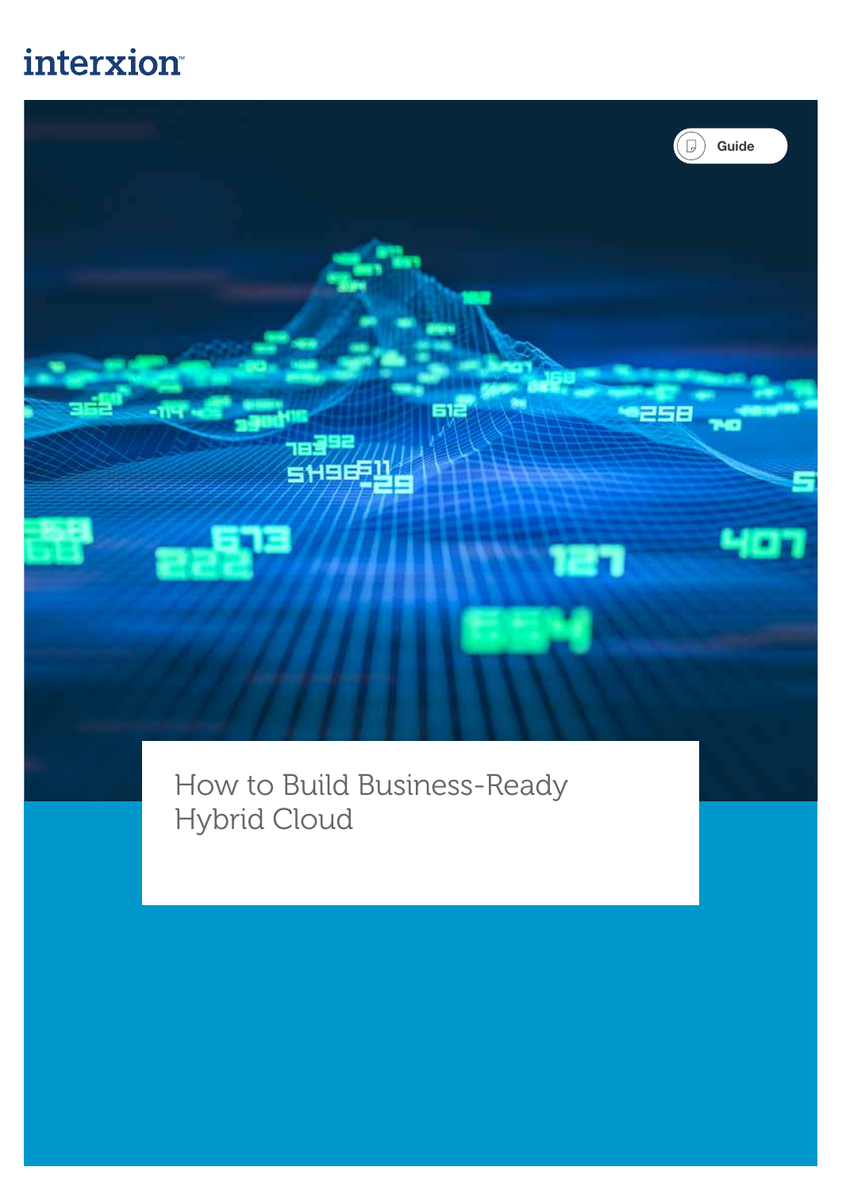interxion

Guide

# How to Build Business-Ready Hybrid Cloud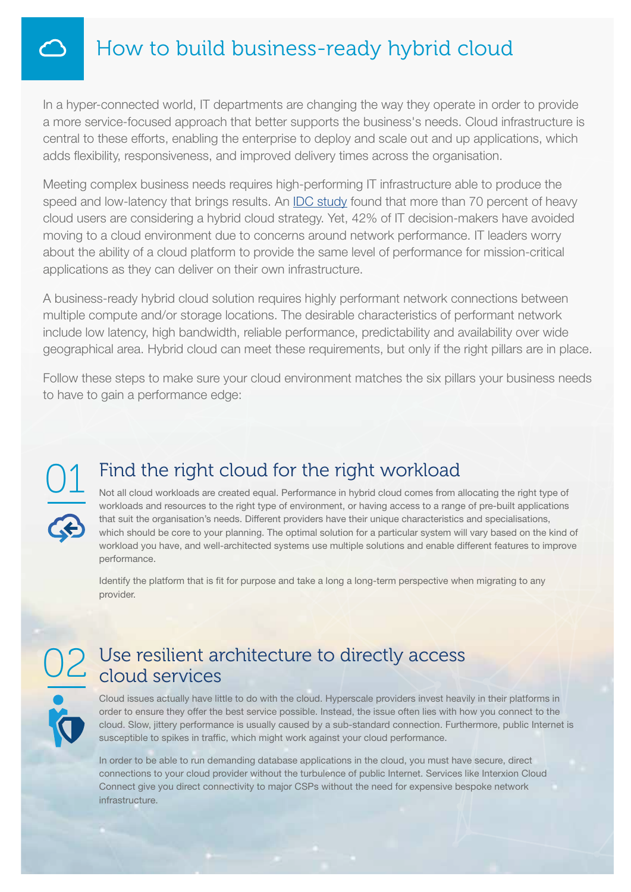# How to build business-ready hybrid cloud

In a hyper-connected world, IT departments are changing the way they operate in order to provide a more service-focused approach that better supports the business's needs. Cloud infrastructure is central to these efforts, enabling the enterprise to deploy and scale out and up applications, which adds flexibility, responsiveness, and improved delivery times across the organisation.

Meeting complex business needs requires high-performing IT infrastructure able to produce the speed and low-latency that brings results. An [IDC study]() found that more than 70 percent of heavy cloud users are considering a hybrid cloud strategy. Yet, 42% of IT decision-makers have avoided moving to a cloud environment due to concerns around network performance. IT leaders worry about the ability of a cloud platform to provide the same level of performance for mission-critical applications as they can deliver on their own infrastructure.

A business-ready hybrid cloud solution requires highly performant network connections between multiple compute and/or storage locations. The desirable characteristics of performant network include low latency, high bandwidth, reliable performance, predictability and availability over wide geographical area. Hybrid cloud can meet these requirements, but only if the right pillars are in place.

Follow these steps to make sure your cloud environment matches the six pillars your business needs to have to gain a performance edge:

## 01 Find the right cloud for the right workload

Not all cloud workloads are created equal. Performance in hybrid cloud comes from allocating the right type of workloads and resources to the right type of environment, or having access to a range of pre-built applications that suit the organisation's needs. Different providers have their unique characteristics and specialisations, which should be core to your planning. The optimal solution for a particular system will vary based on the kind of workload you have, and well-architected systems use multiple solutions and enable different features to improve performance.

Identify the platform that is fit for purpose and take a long a long-term perspective when migrating to any provider.

## 02 Use resilient architecture to directly access cloud services

Cloud issues actually have little to do with the cloud. Hyperscale providers invest heavily in their platforms in order to ensure they offer the best service possible. Instead, the issue often lies with how you connect to the cloud. Slow, jittery performance is usually caused by a sub-standard connection. Furthermore, public Internet is susceptible to spikes in traffic, which might work against your cloud performance.

In order to be able to run demanding database applications in the cloud, you must have secure, direct connections to your cloud provider without the turbulence of public Internet. Services like Interxion Cloud Connect give you direct connectivity to major CSPs without the need for expensive bespoke network infrastructure.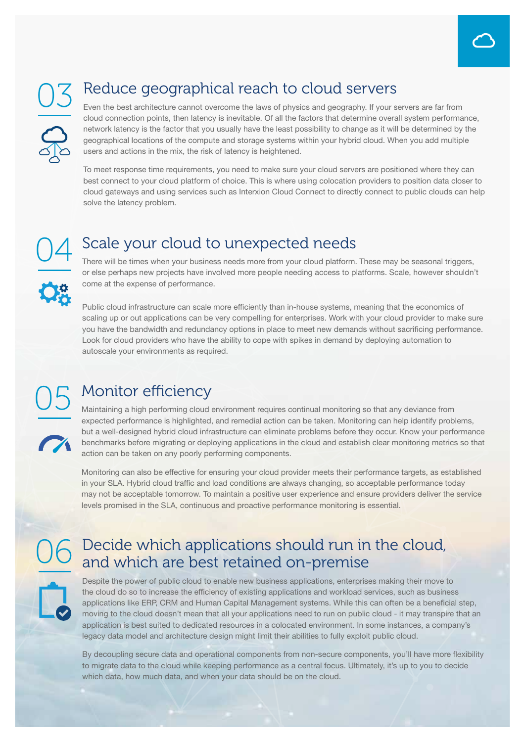## 03 Reduce geographical reach to cloud servers

Even the best architecture cannot overcome the laws of physics and geography. If your servers are far from cloud connection points, then latency is inevitable. Of all the factors that determine overall system performance, network latency is the factor that you usually have the least possibility to change as it will be determined by the geographical locations of the compute and storage systems within your hybrid cloud. When you add multiple users and actions in the mix, the risk of latency is heightened.

To meet response time requirements, you need to make sure your cloud servers are positioned where they can best connect to your cloud platform of choice. This is where using colocation providers to position data closer to cloud gateways and using services such as Interxion Cloud Connect to directly connect to public clouds can help solve the latency problem.

## 04 Scale your cloud to unexpected needs

There will be times when your business needs more from your cloud platform. These may be seasonal triggers, or else perhaps new projects have involved more people needing access to platforms. Scale, however shouldn't come at the expense of performance.

Public cloud infrastructure can scale more efficiently than in-house systems, meaning that the economics of scaling up or out applications can be very compelling for enterprises. Work with your cloud provider to make sure you have the bandwidth and redundancy options in place to meet new demands without sacrificing performance. Look for cloud providers who have the ability to cope with spikes in demand by deploying automation to autoscale your environments as required.

## 05 Monitor efficiency

Maintaining a high performing cloud environment requires continual monitoring so that any deviance from expected performance is highlighted, and remedial action can be taken. Monitoring can help identify problems, but a well-designed hybrid cloud infrastructure can eliminate problems before they occur. Know your performance benchmarks before migrating or deploying applications in the cloud and establish clear monitoring metrics so that action can be taken on any poorly performing components.

Monitoring can also be effective for ensuring your cloud provider meets their performance targets, as established in your SLA. Hybrid cloud traffic and load conditions are always changing, so acceptable performance today may not be acceptable tomorrow. To maintain a positive user experience and ensure providers deliver the service levels promised in the SLA, continuous and proactive performance monitoring is essential.

## 06 Decide which applications should run in the cloud, and which are best retained on-premise

Despite the power of public cloud to enable new business applications, enterprises making their move to the cloud do so to increase the efficiency of existing applications and workload services, such as business applications like ERP, CRM and Human Capital Management systems. While this can often be a beneficial step, moving to the cloud doesn't mean that all your applications need to run on public cloud - it may transpire that an application is best suited to dedicated resources in a colocated environment. In some instances, a company's legacy data model and architecture design might limit their abilities to fully exploit public cloud.

By decoupling secure data and operational components from non-secure components, you'll have more flexibility to migrate data to the cloud while keeping performance as a central focus. Ultimately, it's up to you to decide which data, how much data, and when your data should be on the cloud.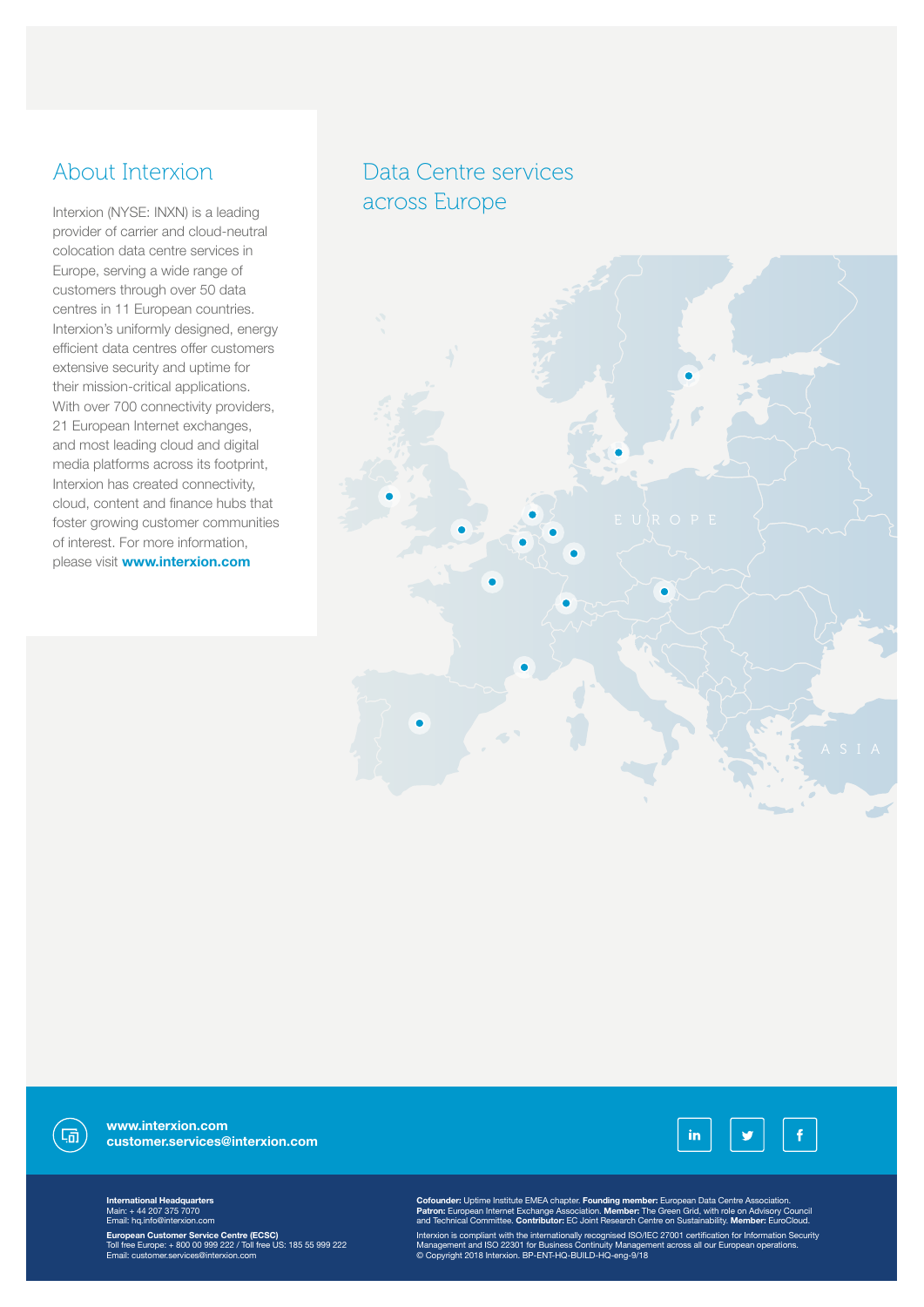## About Interxion

Interxion (NYSE: INXN) is a leading provider of carrier and cloud-neutral colocation data centre services in Europe, serving a wide range of customers through over 50 data centres in 11 European countries. Interxion's uniformly designed, energy efficient data centres offer customers extensive security and uptime for their mission-critical applications. With over 700 connectivity providers, 21 European Internet exchanges, and most leading cloud and digital media platforms across its footprint, Interxion has created connectivity, cloud, content and finance hubs that foster growing customer communities of interest. For more information, please visit **www.interxion.com**

## Data Centre services across Europe

EUROPE

ASIA

**www.interxion.com**
**customer.services@interxion.com**

**International Headquarters**
Main: + 44 207 375 7070
Email: hq.info@interxion.com

**European Customer Service Centre (ECSC)**
Toll free Europe: + 800 00 999 222 / Toll free US: 185 55 999 222
Email: customer.services@interxion.com

**Cofounder:** Uptime Institute EMEA chapter. **Founding member:** European Data Centre Association. **Patron:** European Internet Exchange Association. **Member:** The Green Grid, with role on Advisory Council and Technical Committee. **Contributor:** EC Joint Research Centre on Sustainability. **Member:** EuroCloud.

Interxion is compliant with the internationally recognised ISO/IEC 27001 certification for Information Security Management and ISO 22301 for Business Continuity Management across all our European operations.
© Copyright 2018 Interxion. BP-ENT-HQ-BUILD-HQ-eng-9/18